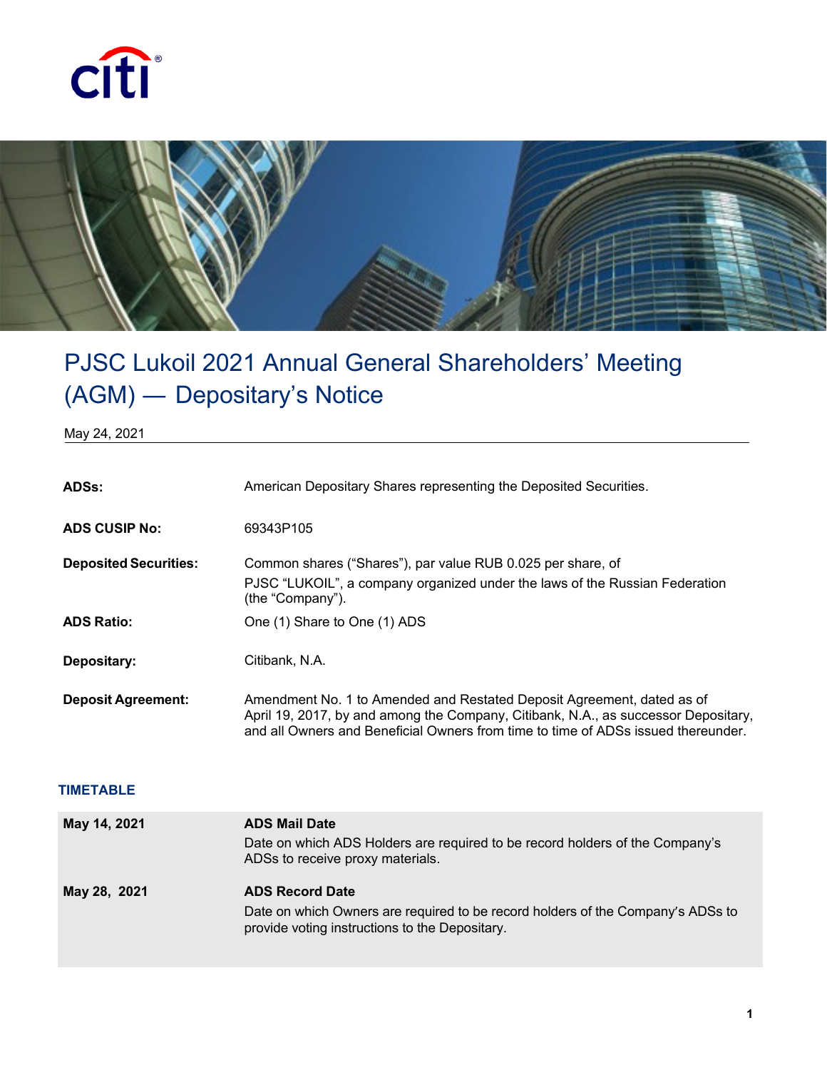# PJSC Lukoil 2021 Annual General Shareholders' Meeting (AGM) — Depositary's Notice

May 24, 2021

| | |
|---|---|
| **ADSs:** | American Depositary Shares representing the Deposited Securities. |
| **ADS CUSIP No:** | 69343P105 |
| **Deposited Securities:** | Common shares ("Shares"), par value RUB 0.025 per share, of PJSC "LUKOIL", a company organized under the laws of the Russian Federation (the "Company"). |
| **ADS Ratio:** | One (1) Share to One (1) ADS |
| **Depositary:** | Citibank, N.A. |
| **Deposit Agreement:** | Amendment No. 1 to Amended and Restated Deposit Agreement, dated as of April 19, 2017, by and among the Company, Citibank, N.A., as successor Depositary, and all Owners and Beneficial Owners from time to time of ADSs issued thereunder. |

## TIMETABLE

| | |
|---|---|
| **May 14, 2021** | **ADS Mail Date**<br>Date on which ADS Holders are required to be record holders of the Company's ADSs to receive proxy materials. |
| **May 28, 2021** | **ADS Record Date**<br>Date on which Owners are required to be record holders of the Company's ADSs to provide voting instructions to the Depositary. |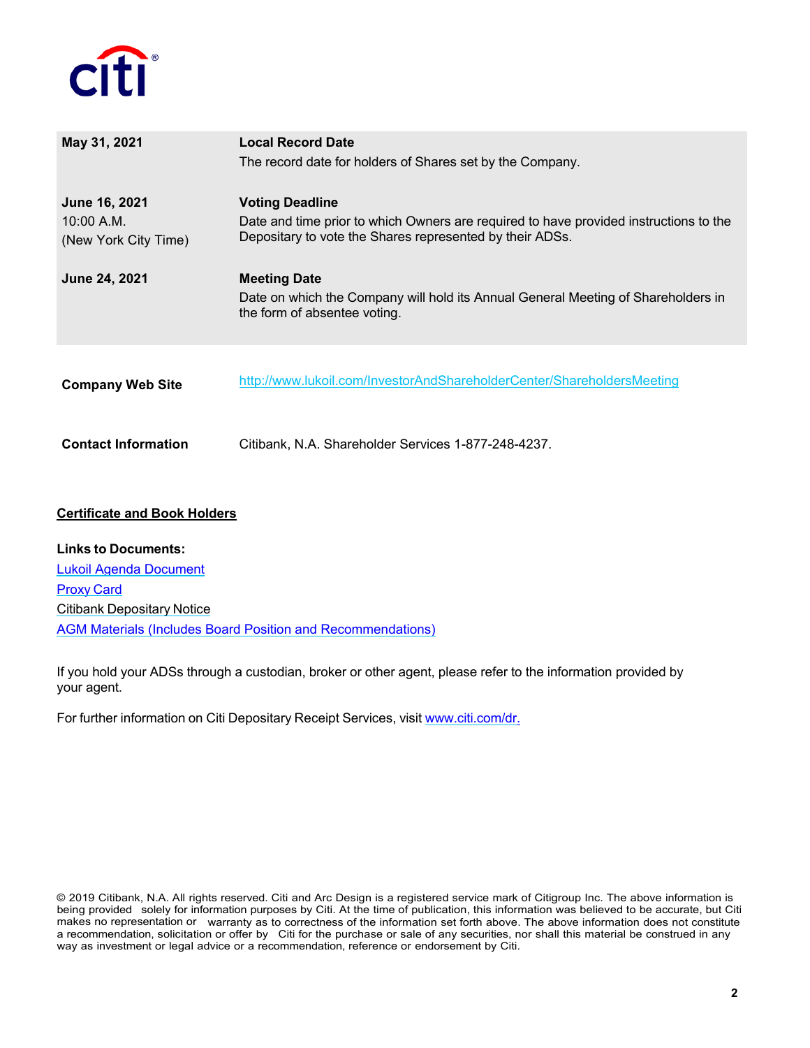| | |
|---|---|
| **May 31, 2021** | **Local Record Date**<br>The record date for holders of Shares set by the Company. |
| **June 16, 2021**<br>10:00 A.M.<br>(New York City Time) | **Voting Deadline**<br>Date and time prior to which Owners are required to have provided instructions to the Depositary to vote the Shares represented by their ADSs. |
| **June 24, 2021** | **Meeting Date**<br>Date on which the Company will hold its Annual General Meeting of Shareholders in the form of absentee voting. |
| **Company Web Site** | http://www.lukoil.com/InvestorAndShareholderCenter/ShareholdersMeeting |
| **Contact Information** | Citibank, N.A. Shareholder Services 1-877-248-4237. |

**Certificate and Book Holders**

**Links to Documents:**
Lukoil Agenda Document
Proxy Card
Citibank Depositary Notice
AGM Materials (Includes Board Position and Recommendations)

If you hold your ADSs through a custodian, broker or other agent, please refer to the information provided by your agent.

For further information on Citi Depositary Receipt Services, visit www.citi.com/dr.

© 2019 Citibank, N.A. All rights reserved. Citi and Arc Design is a registered service mark of Citigroup Inc. The above information is being provided solely for information purposes by Citi. At the time of publication, this information was believed to be accurate, but Citi makes no representation or warranty as to correctness of the information set forth above. The above information does not constitute a recommendation, solicitation or offer by Citi for the purchase or sale of any securities, nor shall this material be construed in any way as investment or legal advice or a recommendation, reference or endorsement by Citi.